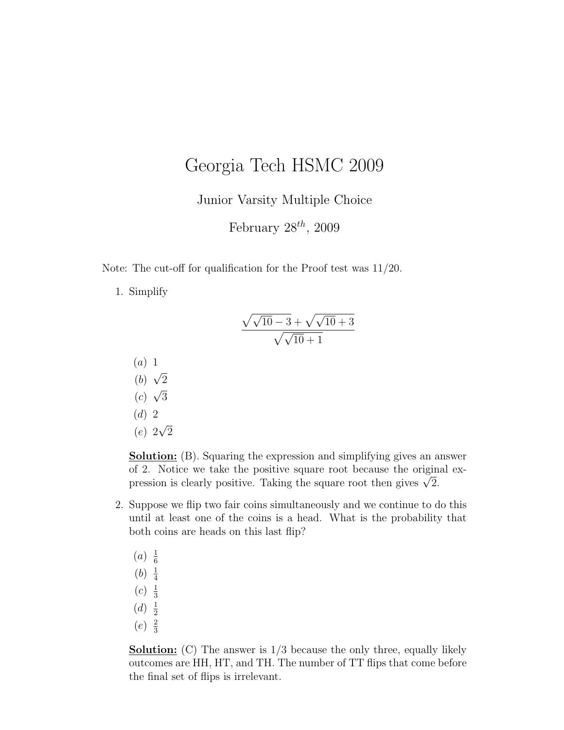# Georgia Tech HSMC 2009

Junior Varsity Multiple Choice

February $28^{th}$, 2009

Note: The cut-off for qualification for the Proof test was 11/20.

1. Simplify

$$\frac{\sqrt{\sqrt{10}-3}+\sqrt{\sqrt{10}+3}}{\sqrt{\sqrt{10}+1}}$$

   $(a)$ 1
   $(b)$ $\sqrt{2}$
   $(c)$ $\sqrt{3}$
   $(d)$ 2
   $(e)$ $2\sqrt{2}$

   **Solution:** (B). Squaring the expression and simplifying gives an answer of 2. Notice we take the positive square root because the original expression is clearly positive. Taking the square root then gives $\sqrt{2}$.

2. Suppose we flip two fair coins simultaneously and we continue to do this until at least one of the coins is a head. What is the probability that both coins are heads on this last flip?

   $(a)$ $\frac{1}{6}$
   $(b)$ $\frac{1}{4}$
   $(c)$ $\frac{1}{3}$
   $(d)$ $\frac{1}{2}$
   $(e)$ $\frac{2}{3}$

   **Solution:** (C) The answer is 1/3 because the only three, equally likely outcomes are HH, HT, and TH. The number of TT flips that come before the final set of flips is irrelevant.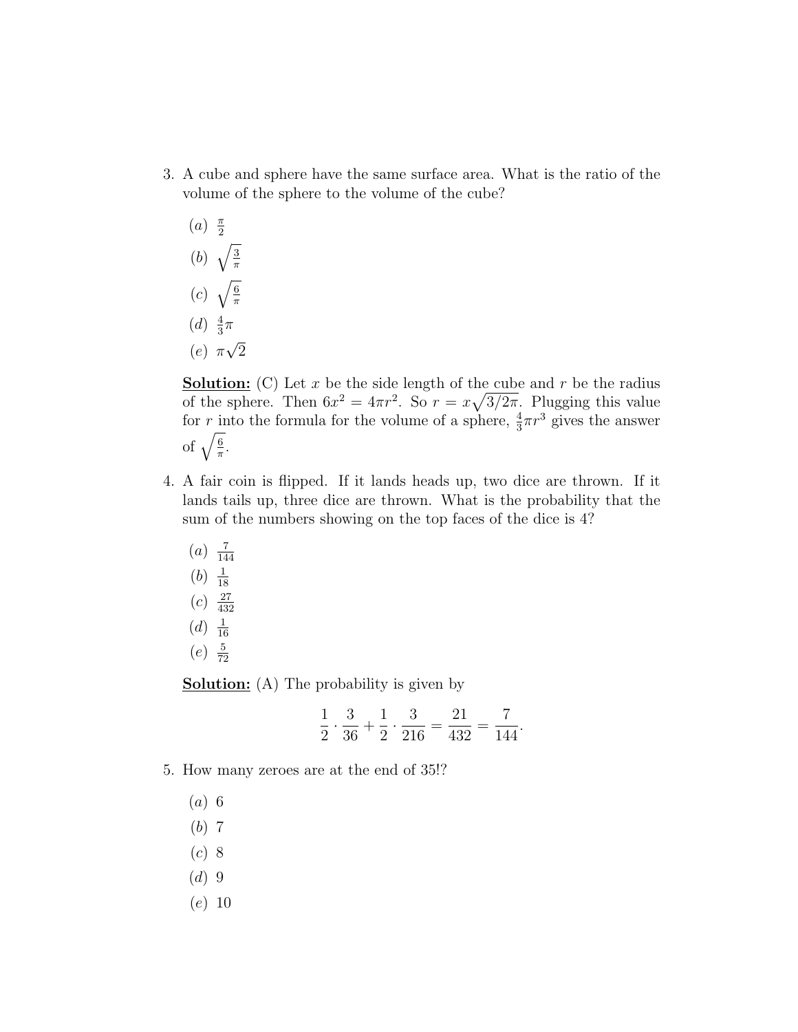3. A cube and sphere have the same surface area. What is the ratio of the volume of the sphere to the volume of the cube?

   $(a)$ $\frac{\pi}{2}$

   $(b)$ $\sqrt{\frac{3}{\pi}}$

   $(c)$ $\sqrt{\frac{6}{\pi}}$

   $(d)$ $\frac{4}{3}\pi$

   $(e)$ $\pi\sqrt{2}$

   **Solution:** (C) Let $x$ be the side length of the cube and $r$ be the radius of the sphere. Then $6x^2 = 4\pi r^2$. So $r = x\sqrt{3/2\pi}$. Plugging this value for $r$ into the formula for the volume of a sphere, $\frac{4}{3}\pi r^3$ gives the answer of $\sqrt{\frac{6}{\pi}}$.

4. A fair coin is flipped. If it lands heads up, two dice are thrown. If it lands tails up, three dice are thrown. What is the probability that the sum of the numbers showing on the top faces of the dice is 4?

   $(a)$ $\frac{7}{144}$

   $(b)$ $\frac{1}{18}$

   $(c)$ $\frac{27}{432}$

   $(d)$ $\frac{1}{16}$

   $(e)$ $\frac{5}{72}$

   **Solution:** (A) The probability is given by

$$\frac{1}{2} \cdot \frac{3}{36} + \frac{1}{2} \cdot \frac{3}{216} = \frac{21}{432} = \frac{7}{144}.$$

5. How many zeroes are at the end of 35!?

   $(a)$ 6

   $(b)$ 7

   $(c)$ 8

   $(d)$ 9

   $(e)$ 10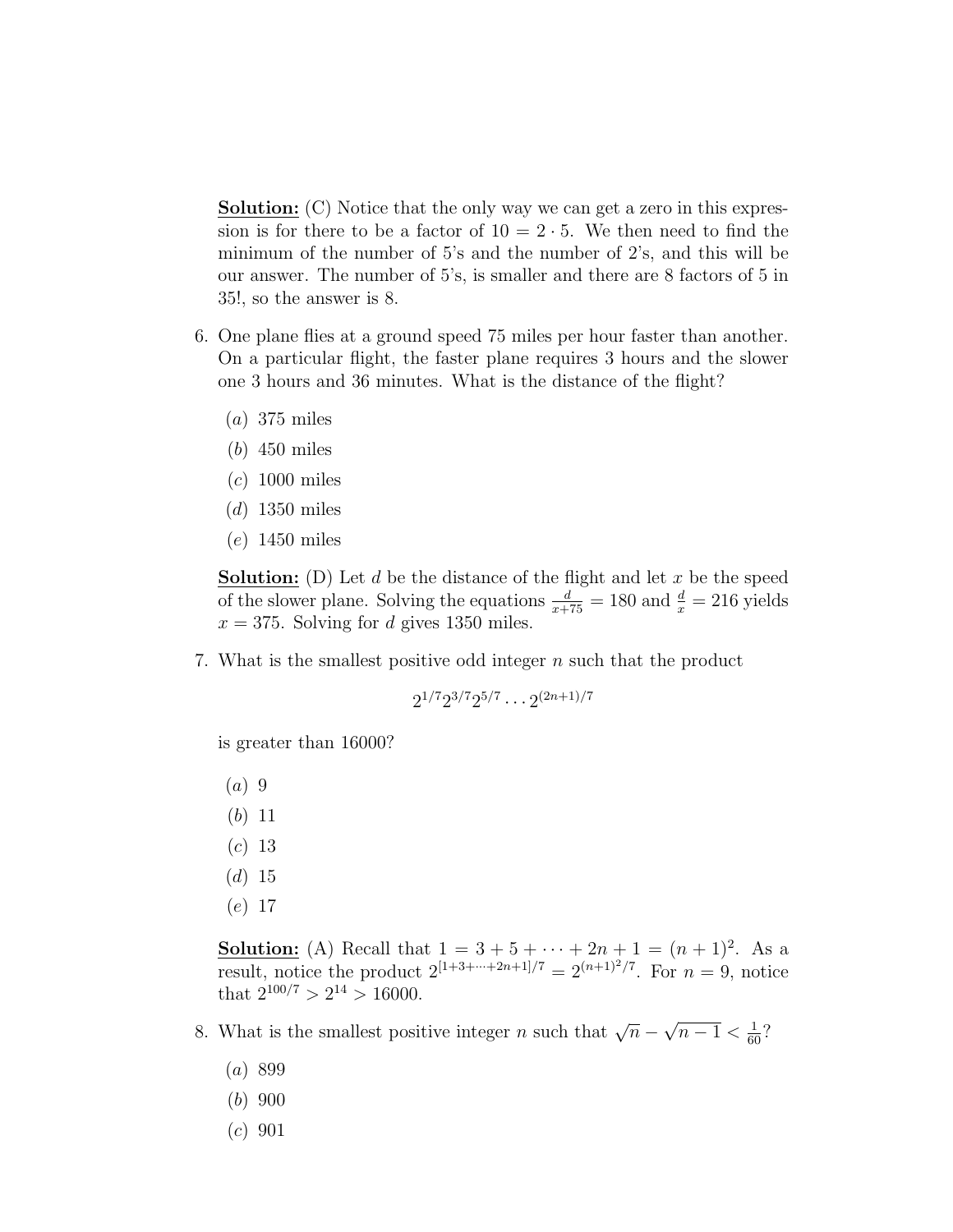**Solution:** (C) Notice that the only way we can get a zero in this expression is for there to be a factor of $10 = 2 \cdot 5$. We then need to find the minimum of the number of 5's and the number of 2's, and this will be our answer. The number of 5's, is smaller and there are 8 factors of 5 in 35!, so the answer is 8.

6. One plane flies at a ground speed 75 miles per hour faster than another. On a particular flight, the faster plane requires 3 hours and the slower one 3 hours and 36 minutes. What is the distance of the flight?

   ($a$) 375 miles

   ($b$) 450 miles

   ($c$) 1000 miles

   ($d$) 1350 miles

   ($e$) 1450 miles

   **Solution:** (D) Let $d$ be the distance of the flight and let $x$ be the speed of the slower plane. Solving the equations $\frac{d}{x+75} = 180$ and $\frac{d}{x} = 216$ yields $x = 375$. Solving for $d$ gives 1350 miles.

7. What is the smallest positive odd integer $n$ such that the product

   $$2^{1/7}2^{3/7}2^{5/7}\cdots 2^{(2n+1)/7}$$

   is greater than 16000?

   ($a$) 9

   ($b$) 11

   ($c$) 13

   ($d$) 15

   ($e$) 17

   **Solution:** (A) Recall that $1 = 3 + 5 + \cdots + 2n + 1 = (n+1)^2$. As a result, notice the product $2^{[1+3+\cdots+2n+1]/7} = 2^{(n+1)^2/7}$. For $n = 9$, notice that $2^{100/7} > 2^{14} > 16000$.

8. What is the smallest positive integer $n$ such that $\sqrt{n} - \sqrt{n-1} < \frac{1}{60}$?

   ($a$) 899

   ($b$) 900

   ($c$) 901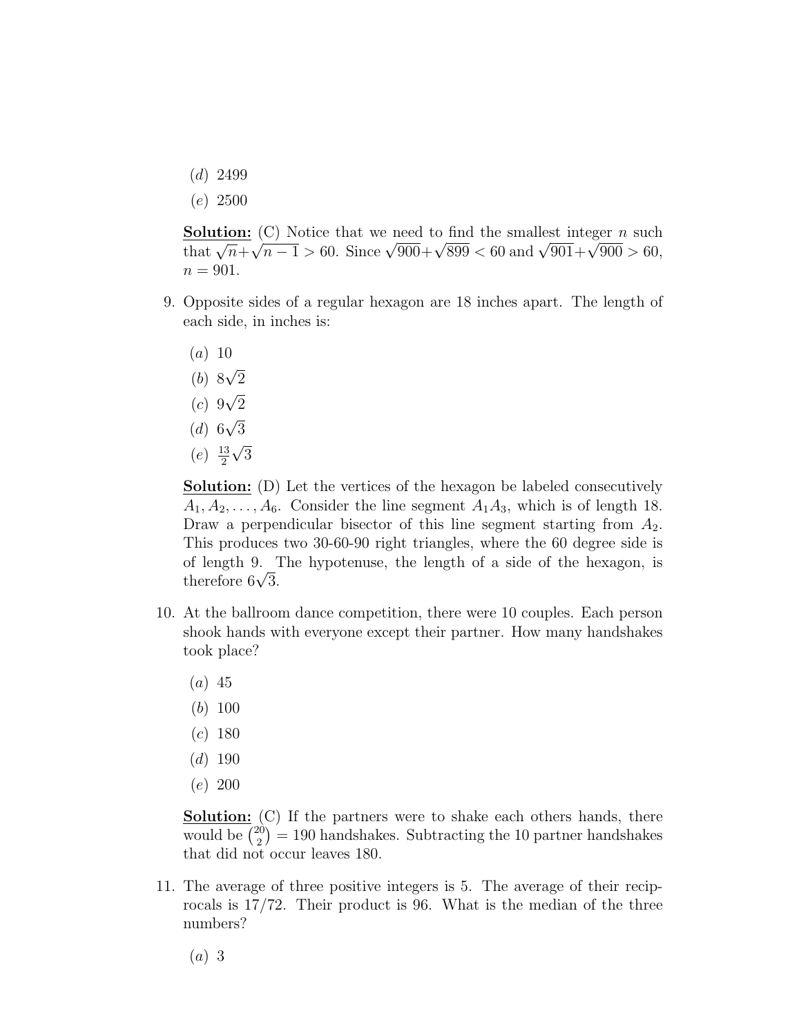(*d*) 2499

(*e*) 2500

**Solution:** (C) Notice that we need to find the smallest integer $n$ such that $\sqrt{n}+\sqrt{n-1} > 60$. Since $\sqrt{900}+\sqrt{899} < 60$ and $\sqrt{901}+\sqrt{900} > 60$, $n = 901$.

9. Opposite sides of a regular hexagon are 18 inches apart. The length of each side, in inches is:

   (*a*) 10

   (*b*) $8\sqrt{2}$

   (*c*) $9\sqrt{2}$

   (*d*) $6\sqrt{3}$

   (*e*) $\frac{13}{2}\sqrt{3}$

   **Solution:** (D) Let the vertices of the hexagon be labeled consecutively $A_1, A_2, \ldots, A_6$. Consider the line segment $A_1A_3$, which is of length 18. Draw a perpendicular bisector of this line segment starting from $A_2$. This produces two 30-60-90 right triangles, where the 60 degree side is of length 9. The hypotenuse, the length of a side of the hexagon, is therefore $6\sqrt{3}$.

10. At the ballroom dance competition, there were 10 couples. Each person shook hands with everyone except their partner. How many handshakes took place?

    (*a*) 45

    (*b*) 100

    (*c*) 180

    (*d*) 190

    (*e*) 200

    **Solution:** (C) If the partners were to shake each others hands, there would be $\binom{20}{2} = 190$ handshakes. Subtracting the 10 partner handshakes that did not occur leaves 180.

11. The average of three positive integers is 5. The average of their reciprocals is 17/72. Their product is 96. What is the median of the three numbers?

    (*a*) 3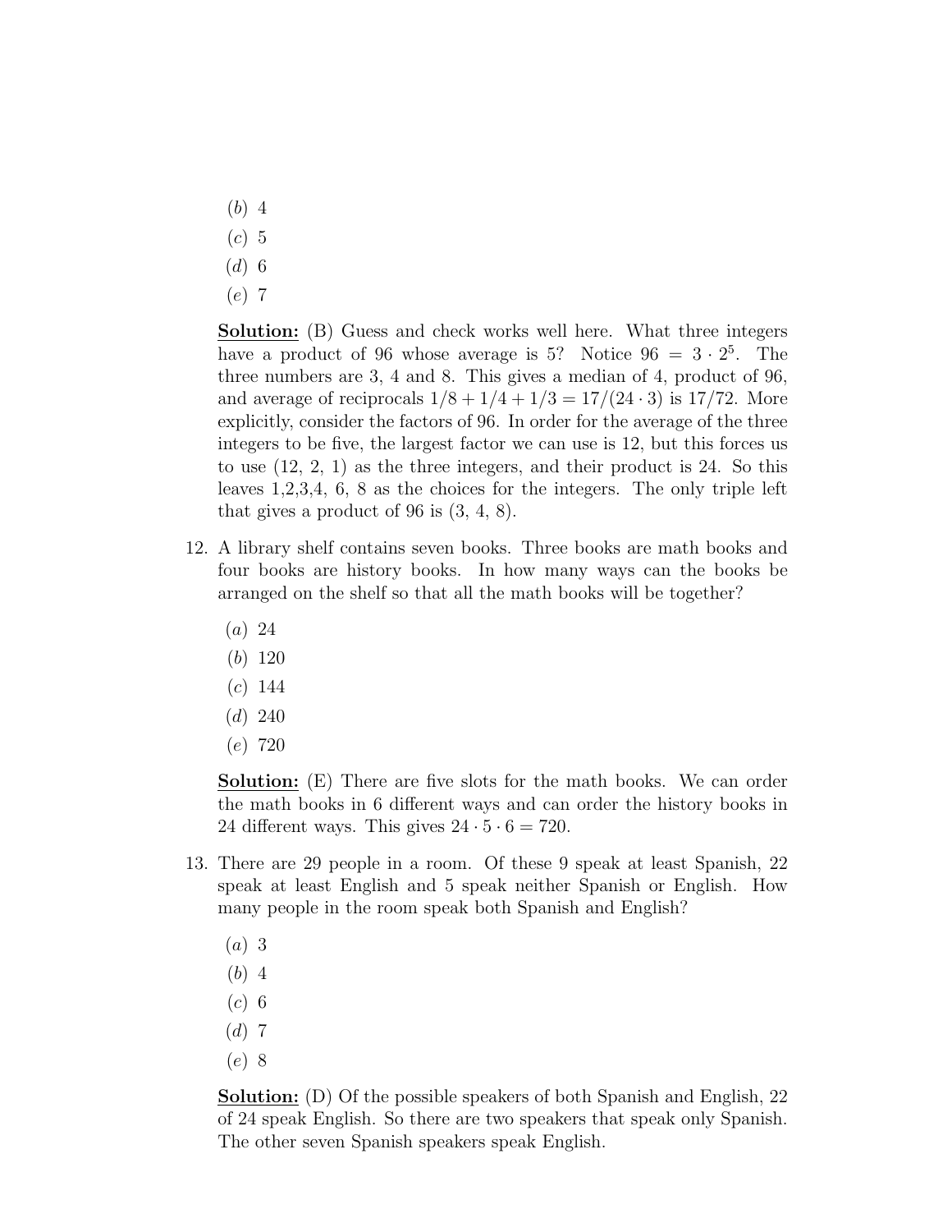(b) 4
(c) 5
(d) 6
(e) 7

**Solution:** (B) Guess and check works well here. What three integers have a product of 96 whose average is 5? Notice $96 = 3 \cdot 2^5$. The three numbers are 3, 4 and 8. This gives a median of 4, product of 96, and average of reciprocals $1/8 + 1/4 + 1/3 = 17/(24 \cdot 3)$ is 17/72. More explicitly, consider the factors of 96. In order for the average of the three integers to be five, the largest factor we can use is 12, but this forces us to use (12, 2, 1) as the three integers, and their product is 24. So this leaves 1,2,3,4, 6, 8 as the choices for the integers. The only triple left that gives a product of 96 is (3, 4, 8).

12. A library shelf contains seven books. Three books are math books and four books are history books. In how many ways can the books be arranged on the shelf so that all the math books will be together?

    (a) 24
    (b) 120
    (c) 144
    (d) 240
    (e) 720

    **Solution:** (E) There are five slots for the math books. We can order the math books in 6 different ways and can order the history books in 24 different ways. This gives $24 \cdot 5 \cdot 6 = 720$.

13. There are 29 people in a room. Of these 9 speak at least Spanish, 22 speak at least English and 5 speak neither Spanish or English. How many people in the room speak both Spanish and English?

    (a) 3
    (b) 4
    (c) 6
    (d) 7
    (e) 8

    **Solution:** (D) Of the possible speakers of both Spanish and English, 22 of 24 speak English. So there are two speakers that speak only Spanish. The other seven Spanish speakers speak English.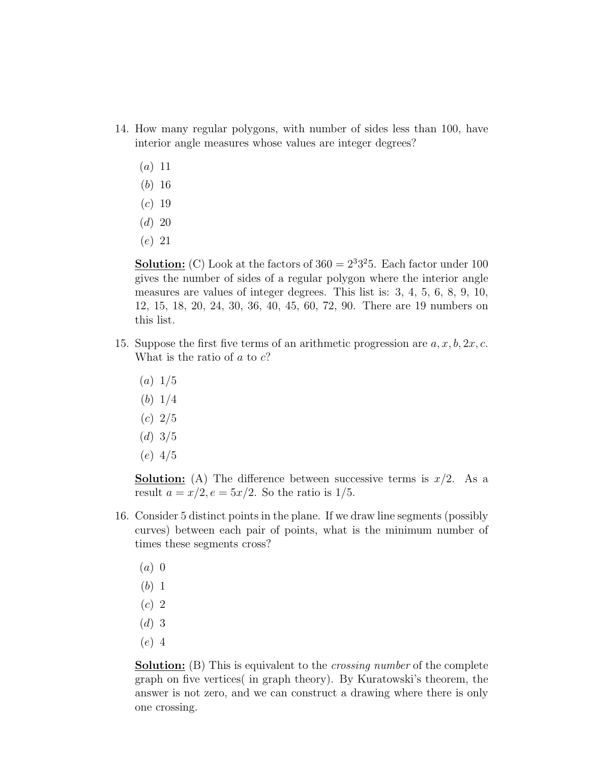14. How many regular polygons, with number of sides less than 100, have interior angle measures whose values are integer degrees?

    $(a)$ 11

    $(b)$ 16

    $(c)$ 19

    $(d)$ 20

    $(e)$ 21

    **Solution:** (C) Look at the factors of $360 = 2^3 3^2 5$. Each factor under 100 gives the number of sides of a regular polygon where the interior angle measures are values of integer degrees. This list is: 3, 4, 5, 6, 8, 9, 10, 12, 15, 18, 20, 24, 30, 36, 40, 45, 60, 72, 90. There are 19 numbers on this list.

15. Suppose the first five terms of an arithmetic progression are $a, x, b, 2x, c$. What is the ratio of $a$ to $c$?

    $(a)$ 1/5

    $(b)$ 1/4

    $(c)$ 2/5

    $(d)$ 3/5

    $(e)$ 4/5

    **Solution:** (A) The difference between successive terms is $x/2$. As a result $a = x/2, e = 5x/2$. So the ratio is 1/5.

16. Consider 5 distinct points in the plane. If we draw line segments (possibly curves) between each pair of points, what is the minimum number of times these segments cross?

    $(a)$ 0

    $(b)$ 1

    $(c)$ 2

    $(d)$ 3

    $(e)$ 4

    **Solution:** (B) This is equivalent to the *crossing number* of the complete graph on five vertices( in graph theory). By Kuratowski's theorem, the answer is not zero, and we can construct a drawing where there is only one crossing.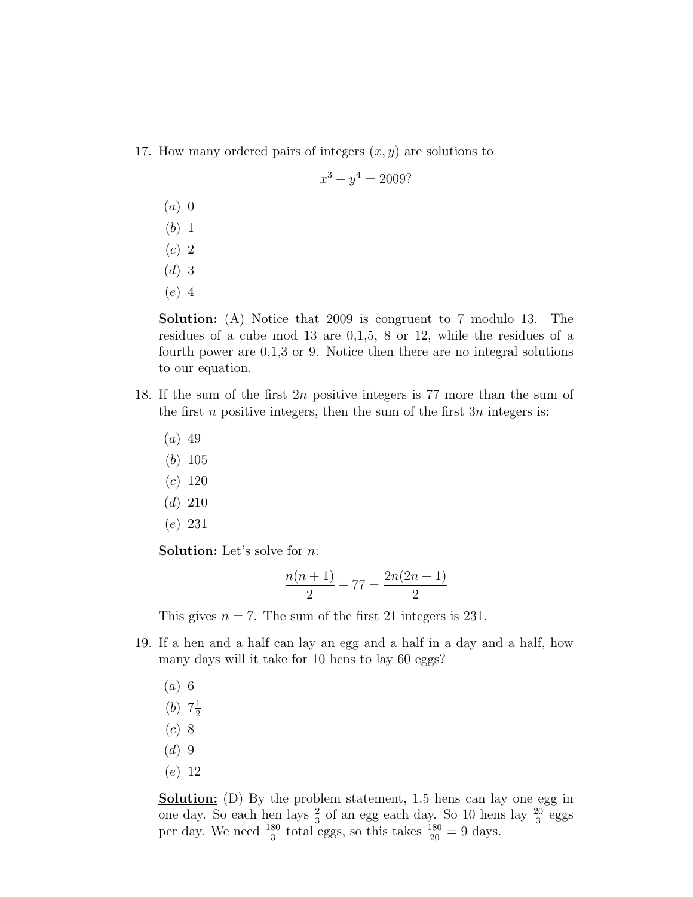17. How many ordered pairs of integers $(x, y)$ are solutions to

$$x^3 + y^4 = 2009?$$

   $(a)$ 0

   $(b)$ 1

   $(c)$ 2

   $(d)$ 3

   $(e)$ 4

   **<u>Solution:</u>** (A) Notice that 2009 is congruent to 7 modulo 13. The residues of a cube mod 13 are 0,1,5, 8 or 12, while the residues of a fourth power are 0,1,3 or 9. Notice then there are no integral solutions to our equation.

18. If the sum of the first $2n$ positive integers is 77 more than the sum of the first $n$ positive integers, then the sum of the first $3n$ integers is:

   $(a)$ 49

   $(b)$ 105

   $(c)$ 120

   $(d)$ 210

   $(e)$ 231

   **<u>Solution:</u>** Let's solve for $n$:

$$\frac{n(n+1)}{2} + 77 = \frac{2n(2n+1)}{2}$$

   This gives $n = 7$. The sum of the first 21 integers is 231.

19. If a hen and a half can lay an egg and a half in a day and a half, how many days will it take for 10 hens to lay 60 eggs?

   $(a)$ 6

   $(b)$ $7\frac{1}{2}$

   $(c)$ 8

   $(d)$ 9

   $(e)$ 12

   **<u>Solution:</u>** (D) By the problem statement, 1.5 hens can lay one egg in one day. So each hen lays $\frac{2}{3}$ of an egg each day. So 10 hens lay $\frac{20}{3}$ eggs per day. We need $\frac{180}{3}$ total eggs, so this takes $\frac{180}{20} = 9$ days.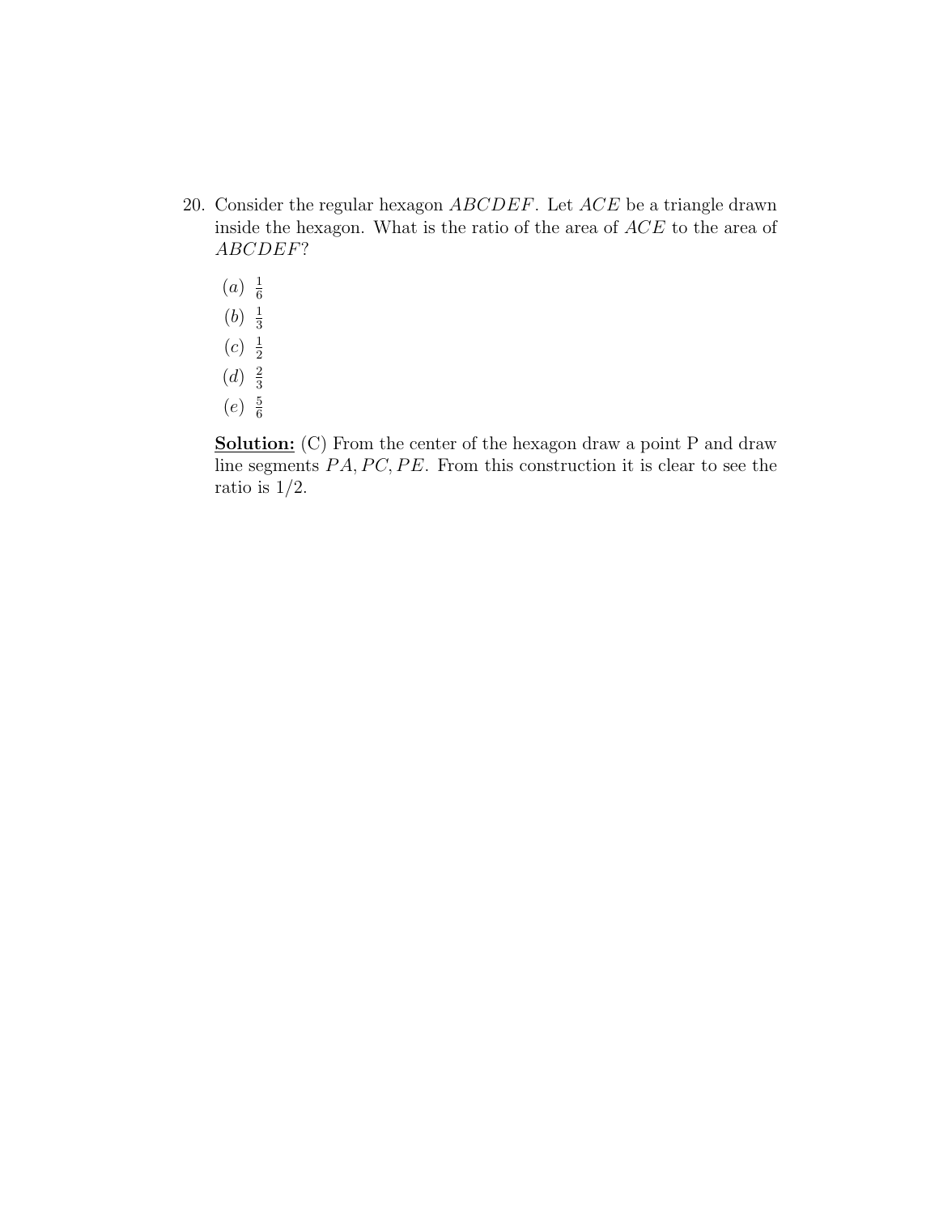20. Consider the regular hexagon $ABCDEF$. Let $ACE$ be a triangle drawn inside the hexagon. What is the ratio of the area of $ACE$ to the area of $ABCDEF$?

    $(a)$ $\frac{1}{6}$

    $(b)$ $\frac{1}{3}$

    $(c)$ $\frac{1}{2}$

    $(d)$ $\frac{2}{3}$

    $(e)$ $\frac{5}{6}$

    **Solution:** (C) From the center of the hexagon draw a point P and draw line segments $PA, PC, PE$. From this construction it is clear to see the ratio is $1/2$.